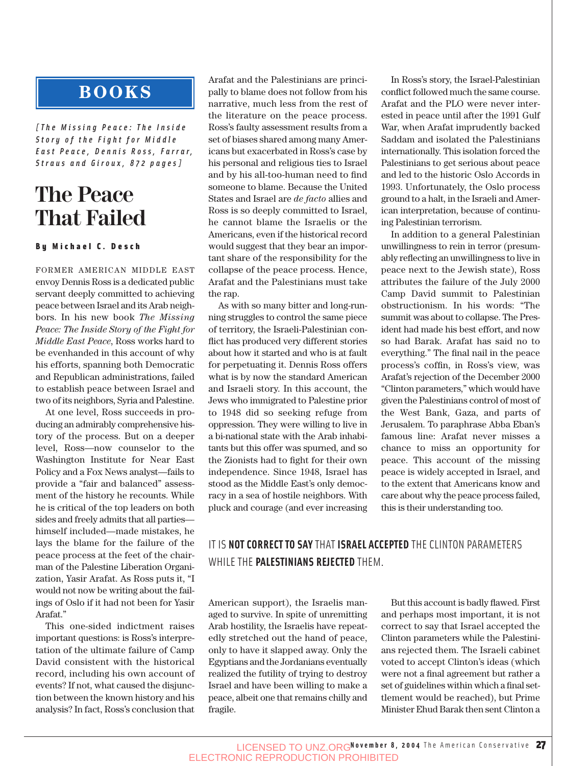# BOOKS

*[The Missing Peace: The Inside Story of the Fight for Middle East Peace, Dennis Ross, Farrar, Straus and Giroux, 872 pages]*

# The Peace That Failed

**By Michael C. Desch**

FORMER AMERICAN MIDDLE EAST envoy Dennis Ross is a dedicated public servant deeply committed to achieving peace between Israel and its Arab neighbors. In his new book *The Missing Peace: The Inside Story of the Fight for Middle East Peace*, Ross works hard to be evenhanded in this account of why his efforts, spanning both Democratic and Republican administrations, failed to establish peace between Israel and two of its neighbors, Syria and Palestine.

At one level, Ross succeeds in producing an admirably comprehensive history of the process. But on a deeper level, Ross—now counselor to the Washington Institute for Near East Policy and a Fox News analyst—fails to provide a "fair and balanced" assessment of the history he recounts. While he is critical of the top leaders on both sides and freely admits that all parties—himself included—made mistakes, he lays the blame for the failure of the peace process at the feet of the chairman of the Palestine Liberation Organization, Yasir Arafat. As Ross puts it, "I would not now be writing about the failings of Oslo if it had not been for Yasir Arafat."

This one-sided indictment raises important questions: is Ross's interpretation of the ultimate failure of Camp David consistent with the historical record, including his own account of events? If not, what caused the disjunction between the known history and his analysis? In fact, Ross's conclusion that Arafat and the Palestinians are principally to blame does not follow from his narrative, much less from the rest of the literature on the peace process. Ross's faulty assessment results from a set of biases shared among many Americans but exacerbated in Ross's case by his personal and religious ties to Israel and by his all-too-human need to find someone to blame. Because the United States and Israel are *de facto* allies and Ross is so deeply committed to Israel, he cannot blame the Israelis or the Americans, even if the historical record would suggest that they bear an important share of the responsibility for the collapse of the peace process. Hence, Arafat and the Palestinians must take the rap.

As with so many bitter and long-running struggles to control the same piece of territory, the Israeli-Palestinian conflict has produced very different stories about how it started and who is at fault for perpetuating it. Dennis Ross offers what is by now the standard American and Israeli story. In this account, the Jews who immigrated to Palestine prior to 1948 did so seeking refuge from oppression. They were willing to live in a bi-national state with the Arab inhabitants but this offer was spurned, and so the Zionists had to fight for their own independence. Since 1948, Israel has stood as the Middle East's only democracy in a sea of hostile neighbors. With pluck and courage (and ever increasing American support), the Israelis managed to survive. In spite of unremitting Arab hostility, the Israelis have repeatedly stretched out the hand of peace, only to have it slapped away. Only the Egyptians and the Jordanians eventually realized the futility of trying to destroy Israel and have been willing to make a peace, albeit one that remains chilly and fragile.

In Ross's story, the Israel-Palestinian conflict followed much the same course. Arafat and the PLO were never interested in peace until after the 1991 Gulf War, when Arafat imprudently backed Saddam and isolated the Palestinians internationally. This isolation forced the Palestinians to get serious about peace and led to the historic Oslo Accords in 1993. Unfortunately, the Oslo process ground to a halt, in the Israeli and American interpretation, because of continuing Palestinian terrorism.

In addition to a general Palestinian unwillingness to rein in terror (presumably reflecting an unwillingness to live in peace next to the Jewish state), Ross attributes the failure of the July 2000 Camp David summit to Palestinian obstructionism. In his words: "The summit was about to collapse. The President had made his best effort, and now so had Barak. Arafat has said no to everything." The final nail in the peace process's coffin, in Ross's view, was Arafat's rejection of the December 2000 "Clinton parameters," which would have given the Palestinians control of most of the West Bank, Gaza, and parts of Jerusalem. To paraphrase Abba Eban's famous line: Arafat never misses a chance to miss an opportunity for peace. This account of the missing peace is widely accepted in Israel, and to the extent that Americans know and care about why the peace process failed, this is their understanding too.

> IT IS **NOT CORRECT TO SAY** THAT **ISRAEL ACCEPTED** THE CLINTON PARAMETERS WHILE THE **PALESTINIANS REJECTED** THEM.

But this account is badly flawed. First and perhaps most important, it is not correct to say that Israel accepted the Clinton parameters while the Palestinians rejected them. The Israeli cabinet voted to accept Clinton's ideas (which were not a final agreement but rather a set of guidelines within which a final settlement would be reached), but Prime Minister Ehud Barak then sent Clinton a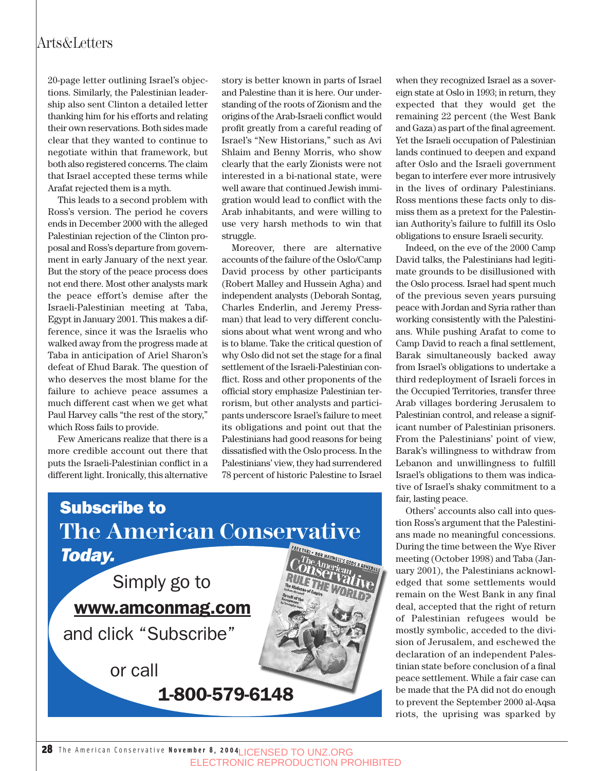20-page letter outlining Israel's objections. Similarly, the Palestinian leadership also sent Clinton a detailed letter thanking him for his efforts and relating their own reservations. Both sides made clear that they wanted to continue to negotiate within that framework, but both also registered concerns. The claim that Israel accepted these terms while Arafat rejected them is a myth.

This leads to a second problem with Ross's version. The period he covers ends in December 2000 with the alleged Palestinian rejection of the Clinton proposal and Ross's departure from government in early January of the next year. But the story of the peace process does not end there. Most other analysts mark the peace effort's demise after the Israeli-Palestinian meeting at Taba, Egypt in January 2001. This makes a difference, since it was the Israelis who walked away from the progress made at Taba in anticipation of Ariel Sharon's defeat of Ehud Barak. The question of who deserves the most blame for the failure to achieve peace assumes a much different cast when we get what Paul Harvey calls "the rest of the story," which Ross fails to provide.

Few Americans realize that there is a more credible account out there that puts the Israeli-Palestinian conflict in a different light. Ironically, this alternative story is better known in parts of Israel and Palestine than it is here. Our understanding of the roots of Zionism and the origins of the Arab-Israeli conflict would profit greatly from a careful reading of Israel's "New Historians," such as Avi Shlaim and Benny Morris, who show clearly that the early Zionists were not interested in a bi-national state, were well aware that continued Jewish immigration would lead to conflict with the Arab inhabitants, and were willing to use very harsh methods to win that struggle.

Moreover, there are alternative accounts of the failure of the Oslo/Camp David process by other participants (Robert Malley and Hussein Agha) and independent analysts (Deborah Sontag, Charles Enderlin, and Jeremy Pressman) that lead to very different conclusions about what went wrong and who is to blame. Take the critical question of why Oslo did not set the stage for a final settlement of the Israeli-Palestinian conflict. Ross and other proponents of the official story emphasize Palestinian terrorism, but other analysts and participants underscore Israel's failure to meet its obligations and point out that the Palestinians had good reasons for being dissatisfied with the Oslo process. In the Palestinians' view, they had surrendered 78 percent of historic Palestine to Israel when they recognized Israel as a sovereign state at Oslo in 1993; in return, they expected that they would get the remaining 22 percent (the West Bank and Gaza) as part of the final agreement. Yet the Israeli occupation of Palestinian lands continued to deepen and expand after Oslo and the Israeli government began to interfere ever more intrusively in the lives of ordinary Palestinians. Ross mentions these facts only to dismiss them as a pretext for the Palestinian Authority's failure to fulfill its Oslo obligations to ensure Israeli security.

Indeed, on the eve of the 2000 Camp David talks, the Palestinians had legitimate grounds to be disillusioned with the Oslo process. Israel had spent much of the previous seven years pursuing peace with Jordan and Syria rather than working consistently with the Palestinians. While pushing Arafat to come to Camp David to reach a final settlement, Barak simultaneously backed away from Israel's obligations to undertake a third redeployment of Israeli forces in the Occupied Territories, transfer three Arab villages bordering Jerusalem to Palestinian control, and release a significant number of Palestinian prisoners. From the Palestinians' point of view, Barak's willingness to withdraw from Lebanon and unwillingness to fulfill Israel's obligations to them was indicative of Israel's shaky commitment to a fair, lasting peace.

Others' accounts also call into question Ross's argument that the Palestinians made no meaningful concessions. During the time between the Wye River meeting (October 1998) and Taba (January 2001), the Palestinians acknowledged that some settlements would remain on the West Bank in any final deal, accepted that the right of return of Palestinian refugees would be mostly symbolic, acceded to the division of Jerusalem, and eschewed the declaration of an independent Palestinian state before conclusion of a final peace settlement. While a fair case can be made that the PA did not do enough to prevent the September 2000 al-Aqsa riots, the uprising was sparked by

**Subscribe to The American Conservative *Today.***

Simply go to **www.amconmag.com** and click "Subscribe"

or call **1-800-579-6148**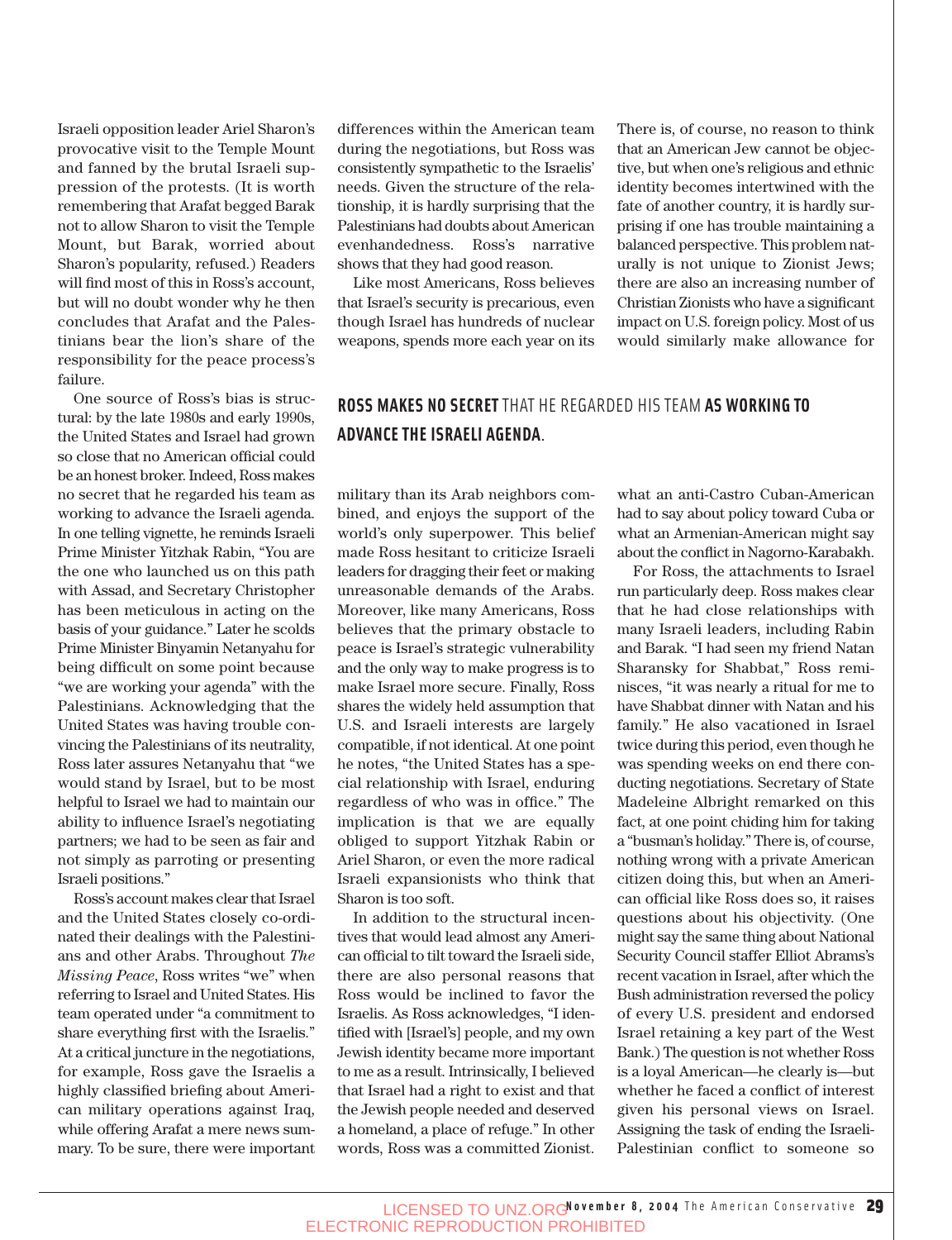Israeli opposition leader Ariel Sharon's provocative visit to the Temple Mount and fanned by the brutal Israeli suppression of the protests. (It is worth remembering that Arafat begged Barak not to allow Sharon to visit the Temple Mount, but Barak, worried about Sharon's popularity, refused.) Readers will find most of this in Ross's account, but will no doubt wonder why he then concludes that Arafat and the Palestinians bear the lion's share of the responsibility for the peace process's failure.

One source of Ross's bias is structural: by the late 1980s and early 1990s, the United States and Israel had grown so close that no American official could be an honest broker. Indeed, Ross makes no secret that he regarded his team as working to advance the Israeli agenda. In one telling vignette, he reminds Israeli Prime Minister Yitzhak Rabin, "You are the one who launched us on this path with Assad, and Secretary Christopher has been meticulous in acting on the basis of your guidance." Later he scolds Prime Minister Binyamin Netanyahu for being difficult on some point because "we are working your agenda" with the Palestinians. Acknowledging that the United States was having trouble convincing the Palestinians of its neutrality, Ross later assures Netanyahu that "we would stand by Israel, but to be most helpful to Israel we had to maintain our ability to influence Israel's negotiating partners; we had to be seen as fair and not simply as parroting or presenting Israeli positions."

Ross's account makes clear that Israel and the United States closely co-ordinated their dealings with the Palestinians and other Arabs. Throughout *The Missing Peace*, Ross writes "we" when referring to Israel and United States. His team operated under "a commitment to share everything first with the Israelis." At a critical juncture in the negotiations, for example, Ross gave the Israelis a highly classified briefing about American military operations against Iraq, while offering Arafat a mere news summary. To be sure, there were important differences within the American team during the negotiations, but Ross was consistently sympathetic to the Israelis' needs. Given the structure of the relationship, it is hardly surprising that the Palestinians had doubts about American evenhandedness. Ross's narrative shows that they had good reason.

Like most Americans, Ross believes that Israel's security is precarious, even though Israel has hundreds of nuclear weapons, spends more each year on its military than its Arab neighbors combined, and enjoys the support of the world's only superpower. This belief made Ross hesitant to criticize Israeli leaders for dragging their feet or making unreasonable demands of the Arabs. Moreover, like many Americans, Ross believes that the primary obstacle to peace is Israel's strategic vulnerability and the only way to make progress is to make Israel more secure. Finally, Ross shares the widely held assumption that U.S. and Israeli interests are largely compatible, if not identical. At one point he notes, "the United States has a special relationship with Israel, enduring regardless of who was in office." The implication is that we are equally obliged to support Yitzhak Rabin or Ariel Sharon, or even the more radical Israeli expansionists who think that Sharon is too soft.

In addition to the structural incentives that would lead almost any American official to tilt toward the Israeli side, there are also personal reasons that Ross would be inclined to favor the Israelis. As Ross acknowledges, "I identified with [Israel's] people, and my own Jewish identity became more important to me as a result. Intrinsically, I believed that Israel had a right to exist and that the Jewish people needed and deserved a homeland, a place of refuge." In other words, Ross was a committed Zionist.

**ROSS MAKES NO SECRET** THAT HE REGARDED HIS TEAM **AS WORKING TO ADVANCE THE ISRAELI AGENDA**.

There is, of course, no reason to think that an American Jew cannot be objective, but when one's religious and ethnic identity becomes intertwined with the fate of another country, it is hardly surprising if one has trouble maintaining a balanced perspective. This problem naturally is not unique to Zionist Jews; there are also an increasing number of Christian Zionists who have a significant impact on U.S. foreign policy. Most of us would similarly make allowance for what an anti-Castro Cuban-American had to say about policy toward Cuba or what an Armenian-American might say about the conflict in Nagorno-Karabakh.

For Ross, the attachments to Israel run particularly deep. Ross makes clear that he had close relationships with many Israeli leaders, including Rabin and Barak. "I had seen my friend Natan Sharansky for Shabbat," Ross reminisces, "it was nearly a ritual for me to have Shabbat dinner with Natan and his family." He also vacationed in Israel twice during this period, even though he was spending weeks on end there conducting negotiations. Secretary of State Madeleine Albright remarked on this fact, at one point chiding him for taking a "busman's holiday." There is, of course, nothing wrong with a private American citizen doing this, but when an American official like Ross does so, it raises questions about his objectivity. (One might say the same thing about National Security Council staffer Elliot Abrams's recent vacation in Israel, after which the Bush administration reversed the policy of every U.S. president and endorsed Israel retaining a key part of the West Bank.) The question is not whether Ross is a loyal American—he clearly is—but whether he faced a conflict of interest given his personal views on Israel. Assigning the task of ending the Israeli-Palestinian conflict to someone so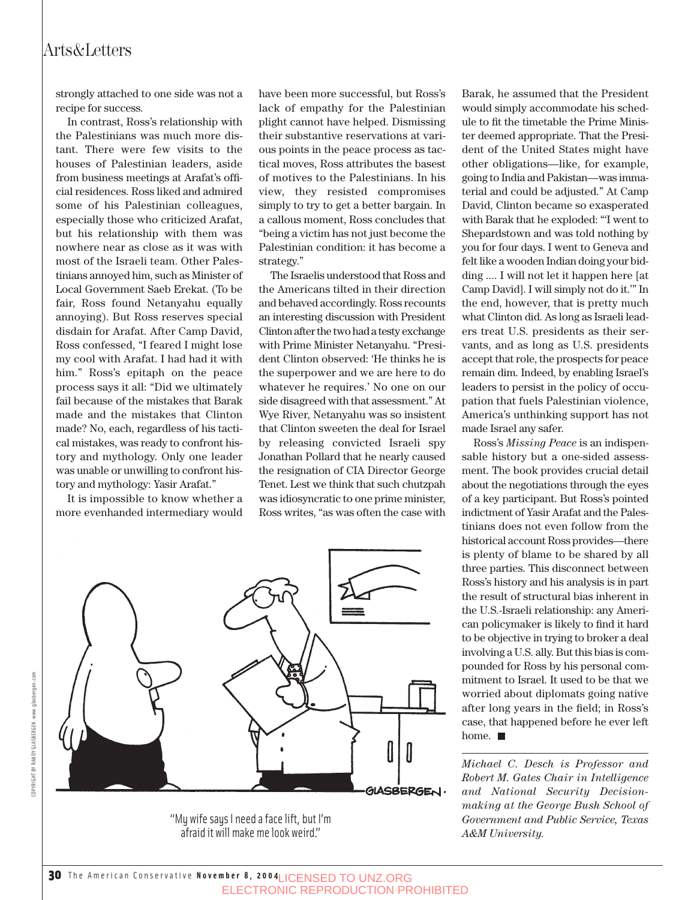strongly attached to one side was not a recipe for success.

In contrast, Ross's relationship with the Palestinians was much more distant. There were few visits to the houses of Palestinian leaders, aside from business meetings at Arafat's official residences. Ross liked and admired some of his Palestinian colleagues, especially those who criticized Arafat, but his relationship with them was nowhere near as close as it was with most of the Israeli team. Other Palestinians annoyed him, such as Minister of Local Government Saeb Erekat. (To be fair, Ross found Netanyahu equally annoying). But Ross reserves special disdain for Arafat. After Camp David, Ross confessed, "I feared I might lose my cool with Arafat. I had had it with him." Ross's epitaph on the peace process says it all: "Did we ultimately fail because of the mistakes that Barak made and the mistakes that Clinton made? No, each, regardless of his tactical mistakes, was ready to confront history and mythology. Only one leader was unable or unwilling to confront history and mythology: Yasir Arafat."

It is impossible to know whether a more evenhanded intermediary would have been more successful, but Ross's lack of empathy for the Palestinian plight cannot have helped. Dismissing their substantive reservations at various points in the peace process as tactical moves, Ross attributes the basest of motives to the Palestinians. In his view, they resisted compromises simply to try to get a better bargain. In a callous moment, Ross concludes that "being a victim has not just become the Palestinian condition: it has become a strategy."

The Israelis understood that Ross and the Americans tilted in their direction and behaved accordingly. Ross recounts an interesting discussion with President Clinton after the two had a testy exchange with Prime Minister Netanyahu. "President Clinton observed: 'He thinks he is the superpower and we are here to do whatever he requires.' No one on our side disagreed with that assessment." At Wye River, Netanyahu was so insistent that Clinton sweeten the deal for Israel by releasing convicted Israeli spy Jonathan Pollard that he nearly caused the resignation of CIA Director George Tenet. Lest we think that such chutzpah was idiosyncratic to one prime minister, Ross writes, "as was often the case with Barak, he assumed that the President would simply accommodate his schedule to fit the timetable the Prime Minister deemed appropriate. That the President of the United States might have other obligations—like, for example, going to India and Pakistan—was immaterial and could be adjusted." At Camp David, Clinton became so exasperated with Barak that he exploded: "'I went to Shepardstown and was told nothing by you for four days. I went to Geneva and felt like a wooden Indian doing your bidding .... I will not let it happen here [at Camp David]. I will simply not do it.'" In the end, however, that is pretty much what Clinton did. As long as Israeli leaders treat U.S. presidents as their servants, and as long as U.S. presidents accept that role, the prospects for peace remain dim. Indeed, by enabling Israel's leaders to persist in the policy of occupation that fuels Palestinian violence, America's unthinking support has not made Israel any safer.

Ross's *Missing Peace* is an indispensable history but a one-sided assessment. The book provides crucial detail about the negotiations through the eyes of a key participant. But Ross's pointed indictment of Yasir Arafat and the Palestinians does not even follow from the historical account Ross provides—there is plenty of blame to be shared by all three parties. This disconnect between Ross's history and his analysis is in part the result of structural bias inherent in the U.S.-Israeli relationship: any American policymaker is likely to find it hard to be objective in trying to broker a deal involving a U.S. ally. But this bias is compounded for Ross by his personal commitment to Israel. It used to be that we worried about diplomats going native after long years in the field; in Ross's case, that happened before he ever left home. ■

*Michael C. Desch is Professor and Robert M. Gates Chair in Intelligence and National Security Decision-making at the George Bush School of Government and Public Service, Texas A&M University.*

"My wife says I need a face lift, but I'm afraid it will make me look weird."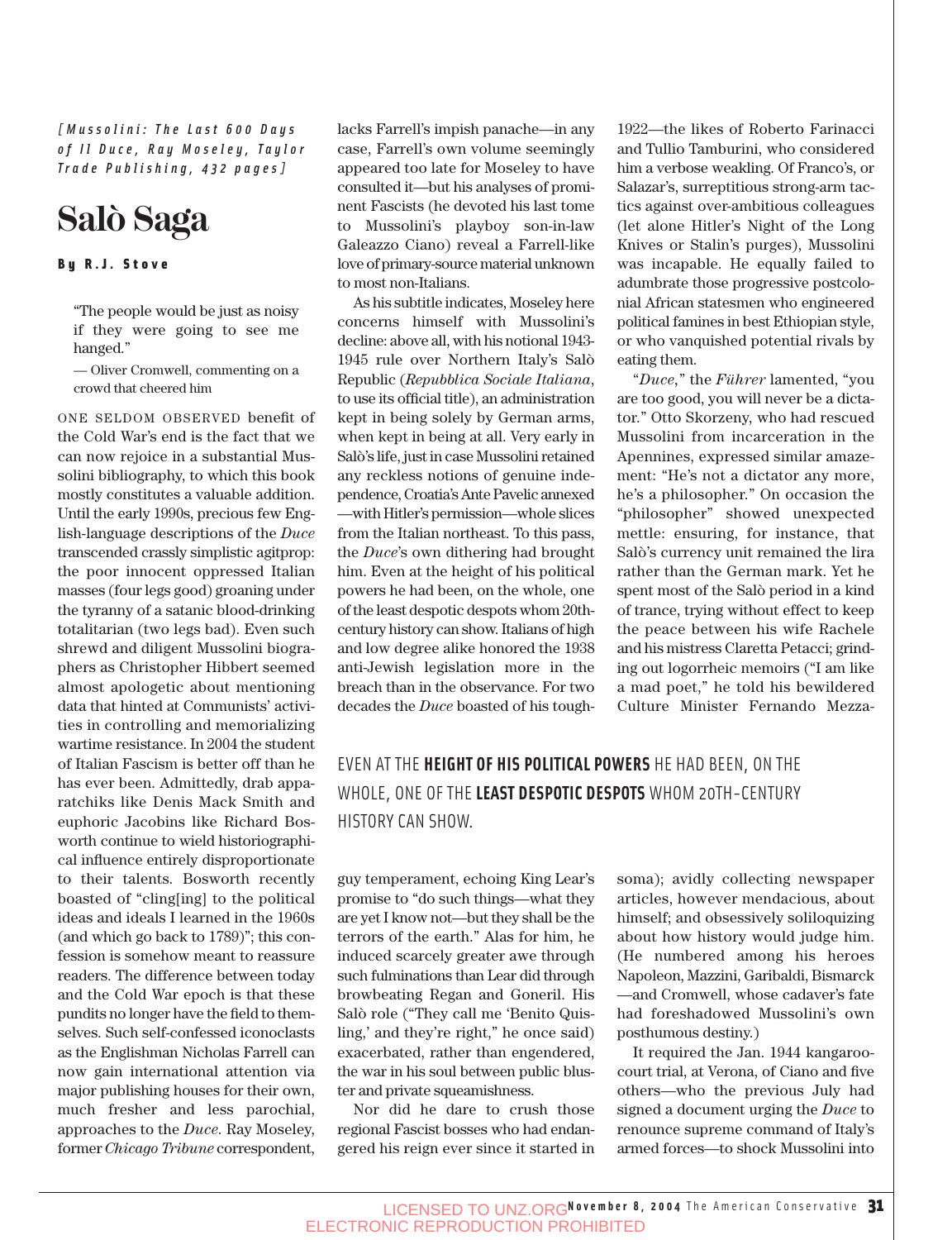*[Mussolini: The Last 600 Days of Il Duce, Ray Moseley, Taylor Trade Publishing, 432 pages]*

# Salò Saga

**By R.J. Stove**

> "The people would be just as noisy if they were going to see me hanged."
>
> — Oliver Cromwell, commenting on a crowd that cheered him

ONE SELDOM OBSERVED benefit of the Cold War's end is the fact that we can now rejoice in a substantial Mussolini bibliography, to which this book mostly constitutes a valuable addition. Until the early 1990s, precious few English-language descriptions of the *Duce* transcended crassly simplistic agitprop: the poor innocent oppressed Italian masses (four legs good) groaning under the tyranny of a satanic blood-drinking totalitarian (two legs bad). Even such shrewd and diligent Mussolini biographers as Christopher Hibbert seemed almost apologetic about mentioning data that hinted at Communists' activities in controlling and memorializing wartime resistance. In 2004 the student of Italian Fascism is better off than he has ever been. Admittedly, drab apparatchiks like Denis Mack Smith and euphoric Jacobins like Richard Bosworth continue to wield historiographical influence entirely disproportionate to their talents. Bosworth recently boasted of "cling[ing] to the political ideas and ideals I learned in the 1960s (and which go back to 1789)"; this confession is somehow meant to reassure readers. The difference between today and the Cold War epoch is that these pundits no longer have the field to themselves. Such self-confessed iconoclasts as the Englishman Nicholas Farrell can now gain international attention via major publishing houses for their own, much fresher and less parochial, approaches to the *Duce*. Ray Moseley, former *Chicago Tribune* correspondent, lacks Farrell's impish panache—in any case, Farrell's own volume seemingly appeared too late for Moseley to have consulted it—but his analyses of prominent Fascists (he devoted his last tome to Mussolini's playboy son-in-law Galeazzo Ciano) reveal a Farrell-like love of primary-source material unknown to most non-Italians.

As his subtitle indicates, Moseley here concerns himself with Mussolini's decline: above all, with his notional 1943-1945 rule over Northern Italy's Salò Republic (*Repubblica Sociale Italiana*, to use its official title), an administration kept in being solely by German arms, when kept in being at all. Very early in Salò's life, just in case Mussolini retained any reckless notions of genuine independence, Croatia's Ante Pavelic annexed—with Hitler's permission—whole slices from the Italian northeast. To this pass, the *Duce*'s own dithering had brought him. Even at the height of his political powers he had been, on the whole, one of the least despotic despots whom 20th-century history can show. Italians of high and low degree alike honored the 1938 anti-Jewish legislation more in the breach than in the observance. For two decades the *Duce* boasted of his tough-guy temperament, echoing King Lear's promise to "do such things—what they are yet I know not—but they shall be the terrors of the earth." Alas for him, he induced scarcely greater awe through such fulminations than Lear did through browbeating Regan and Goneril. His Salò role ("They call me 'Benito Quisling,' and they're right," he once said) exacerbated, rather than engendered, the war in his soul between public bluster and private squeamishness.

Nor did he dare to crush those regional Fascist bosses who had endangered his reign ever since it started in 1922—the likes of Roberto Farinacci and Tullio Tamburini, who considered him a verbose weakling. Of Franco's, or Salazar's, surreptitious strong-arm tactics against over-ambitious colleagues (let alone Hitler's Night of the Long Knives or Stalin's purges), Mussolini was incapable. He equally failed to adumbrate those progressive postcolonial African statesmen who engineered political famines in best Ethiopian style, or who vanquished potential rivals by eating them.

"*Duce*," the *Führer* lamented, "you are too good, you will never be a dictator." Otto Skorzeny, who had rescued Mussolini from incarceration in the Apennines, expressed similar amazement: "He's not a dictator any more, he's a philosopher." On occasion the "philosopher" showed unexpected mettle: ensuring, for instance, that Salò's currency unit remained the lira rather than the German mark. Yet he spent most of the Salò period in a kind of trance, trying without effect to keep the peace between his wife Rachele and his mistress Claretta Petacci; grinding out logorrheic memoirs ("I am like a mad poet," he told his bewildered Culture Minister Fernando Mezzasoma); avidly collecting newspaper articles, however mendacious, about himself; and obsessively soliloquizing about how history would judge him. (He numbered among his heroes Napoleon, Mazzini, Garibaldi, Bismarck—and Cromwell, whose cadaver's fate had foreshadowed Mussolini's own posthumous destiny.)

> EVEN AT THE **HEIGHT OF HIS POLITICAL POWERS** HE HAD BEEN, ON THE WHOLE, ONE OF THE **LEAST DESPOTIC DESPOTS** WHOM 20TH-CENTURY HISTORY CAN SHOW.

It required the Jan. 1944 kangaroo-court trial, at Verona, of Ciano and five others—who the previous July had signed a document urging the *Duce* to renounce supreme command of Italy's armed forces—to shock Mussolini into